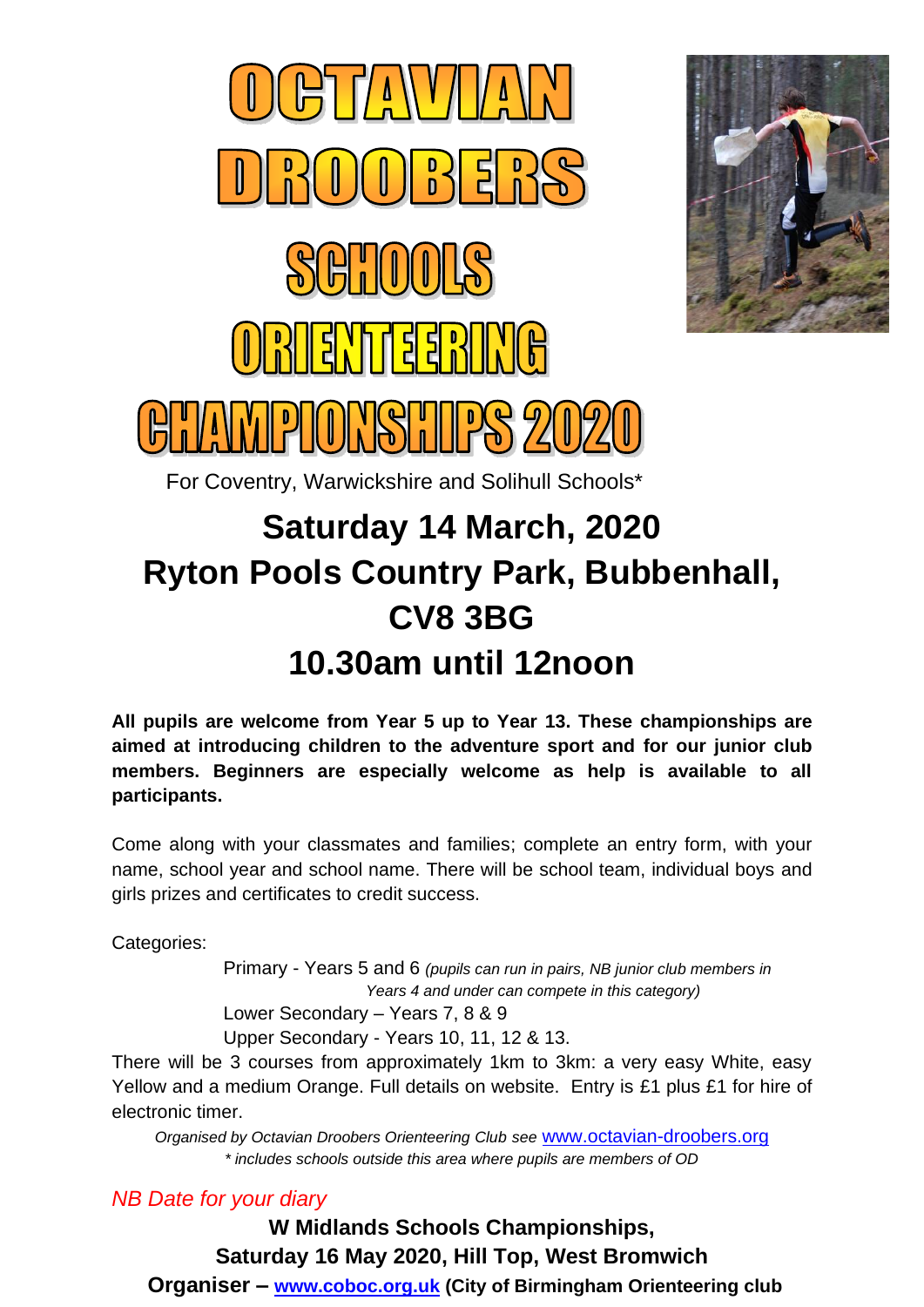# OCTAVIAN DROOBERS SCHOOLS ORIENTEERING CHAMPIONSHIPS 2020

For Coventry, Warwickshire and Solihull Schools*

## Saturday 14 March, 2020
## Ryton Pools Country Park, Bubbenhall, CV8 3BG
## 10.30am until 12noon

**All pupils are welcome from Year 5 up to Year 13. These championships are aimed at introducing children to the adventure sport and for our junior club members. Beginners are especially welcome as help is available to all participants.**

Come along with your classmates and families; complete an entry form, with your name, school year and school name. There will be school team, individual boys and girls prizes and certificates to credit success.

Categories:

- Primary - Years 5 and 6 *(pupils can run in pairs, NB junior club members in Years 4 and under can compete in this category)*
- Lower Secondary – Years 7, 8 & 9
- Upper Secondary - Years 10, 11, 12 & 13.

There will be 3 courses from approximately 1km to 3km: a very easy White, easy Yellow and a medium Orange. Full details on website. Entry is £1 plus £1 for hire of electronic timer.

*Organised by Octavian Droobers Orienteering Club see* www.octavian-droobers.org

*\* includes schools outside this area where pupils are members of OD*

*NB Date for your diary*

**W Midlands Schools Championships,**
**Saturday 16 May 2020, Hill Top, West Bromwich**
**Organiser – www.coboc.org.uk (City of Birmingham Orienteering club**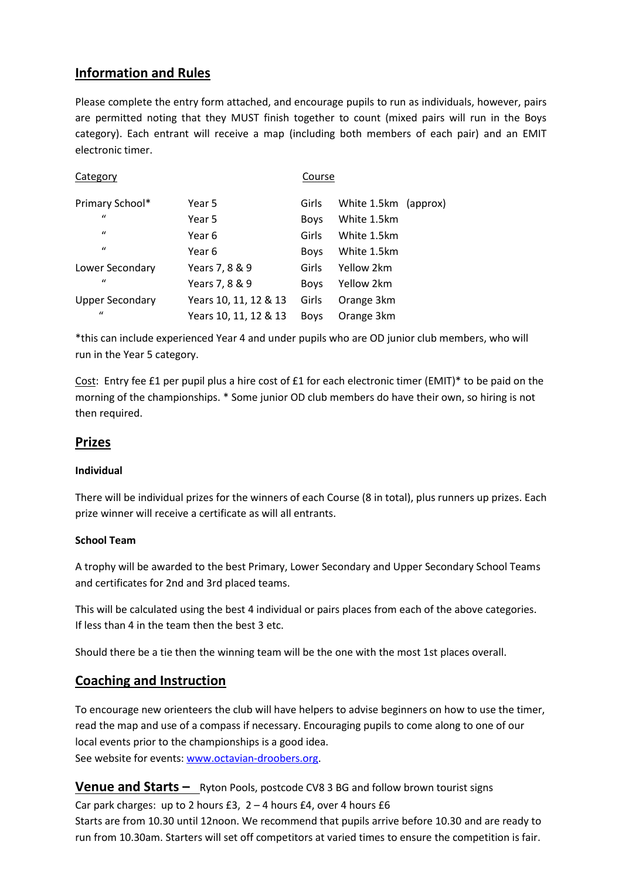## Information and Rules

Please complete the entry form attached, and encourage pupils to run as individuals, however, pairs are permitted noting that they MUST finish together to count (mixed pairs will run in the Boys category). Each entrant will receive a map (including both members of each pair) and an EMIT electronic timer.

| Category | | Course | |
|---|---|---|---|
| Primary School* | Year 5 | Girls | White 1.5km (approx) |
| " | Year 5 | Boys | White 1.5km |
| " | Year 6 | Girls | White 1.5km |
| " | Year 6 | Boys | White 1.5km |
| Lower Secondary | Years 7, 8 & 9 | Girls | Yellow 2km |
| " | Years 7, 8 & 9 | Boys | Yellow 2km |
| Upper Secondary | Years 10, 11, 12 & 13 | Girls | Orange 3km |
| " | Years 10, 11, 12 & 13 | Boys | Orange 3km |

*this can include experienced Year 4 and under pupils who are OD junior club members, who will run in the Year 5 category.

Cost: Entry fee £1 per pupil plus a hire cost of £1 for each electronic timer (EMIT)* to be paid on the morning of the championships. * Some junior OD club members do have their own, so hiring is not then required.

## Prizes

**Individual**

There will be individual prizes for the winners of each Course (8 in total), plus runners up prizes. Each prize winner will receive a certificate as will all entrants.

**School Team**

A trophy will be awarded to the best Primary, Lower Secondary and Upper Secondary School Teams and certificates for 2nd and 3rd placed teams.

This will be calculated using the best 4 individual or pairs places from each of the above categories. If less than 4 in the team then the best 3 etc.

Should there be a tie then the winning team will be the one with the most 1st places overall.

## Coaching and Instruction

To encourage new orienteers the club will have helpers to advise beginners on how to use the timer, read the map and use of a compass if necessary. Encouraging pupils to come along to one of our local events prior to the championships is a good idea.
See website for events: www.octavian-droobers.org.

## Venue and Starts – Ryton Pools, postcode CV8 3 BG and follow brown tourist signs

Car park charges: up to 2 hours £3, 2 – 4 hours £4, over 4 hours £6
Starts are from 10.30 until 12noon. We recommend that pupils arrive before 10.30 and are ready to run from 10.30am. Starters will set off competitors at varied times to ensure the competition is fair.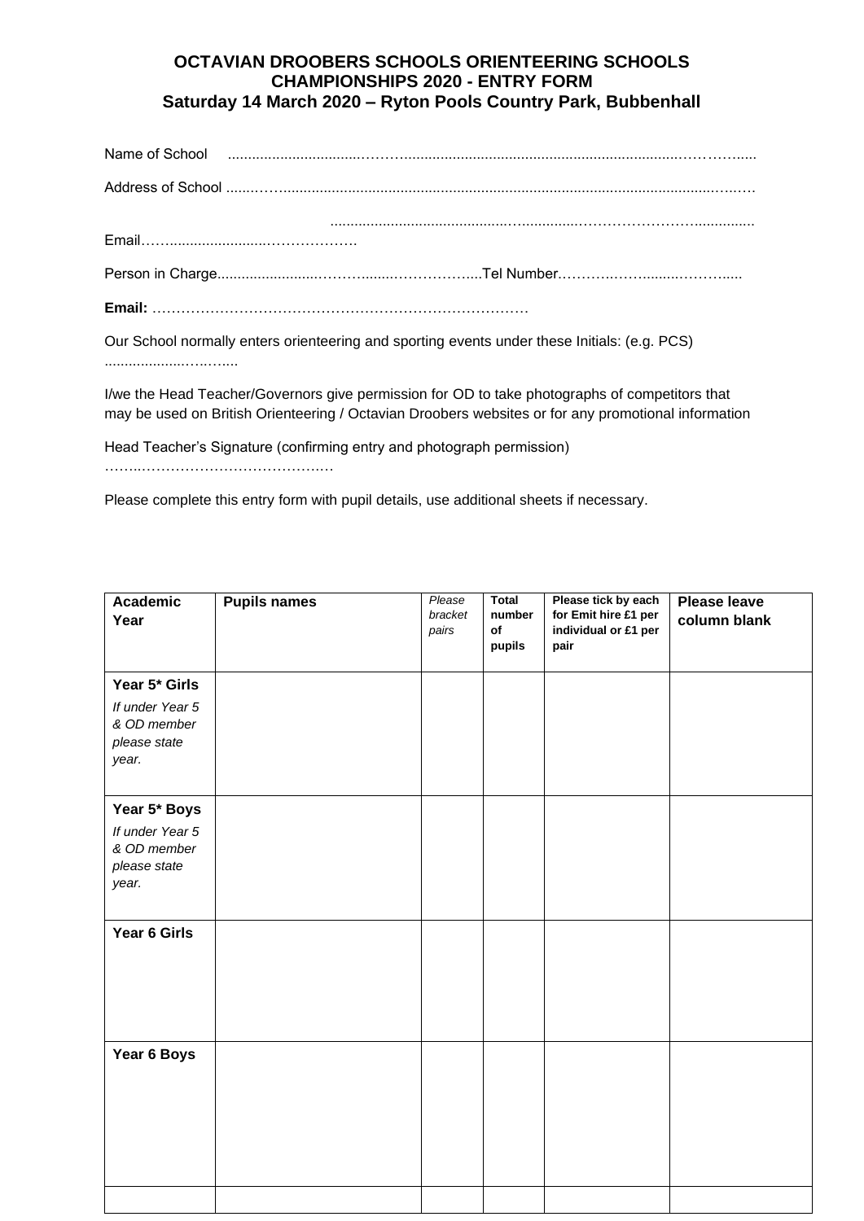# OCTAVIAN DROOBERS SCHOOLS ORIENTEERING SCHOOLS CHAMPIONSHIPS 2020 - ENTRY FORM

## Saturday 14 March 2020 – Ryton Pools Country Park, Bubbenhall

Name of School ..............................…….......................................................................…………......

Address of School .......……...................................................................................................…..….

..........................................….............…………………….............

Email……........................………………

Person in Charge........................………........……………....Tel Number.………..…….......……......

**Email:** ……………………………………………………………………

Our School normally enters orienteering and sporting events under these Initials: (e.g. PCS) ..................…..…....

I/we the Head Teacher/Governors give permission for OD to take photographs of competitors that may be used on British Orienteering / Octavian Droobers websites or for any promotional information

Head Teacher's Signature (confirming entry and photograph permission) ……..……………………………..…

Please complete this entry form with pupil details, use additional sheets if necessary.

| **Academic Year** | **Pupils names** | *Please bracket pairs* | **Total number of pupils** | **Please tick by each for Emit hire £1 per individual or £1 per pair** | **Please leave column blank** |
|---|---|---|---|---|---|
| **Year 5* Girls** *If under Year 5 & OD member please state year.* | | | | | |
| **Year 5* Boys** *If under Year 5 & OD member please state year.* | | | | | |
| **Year 6 Girls** | | | | | |
| **Year 6 Boys** | | | | | |
| | | | | | |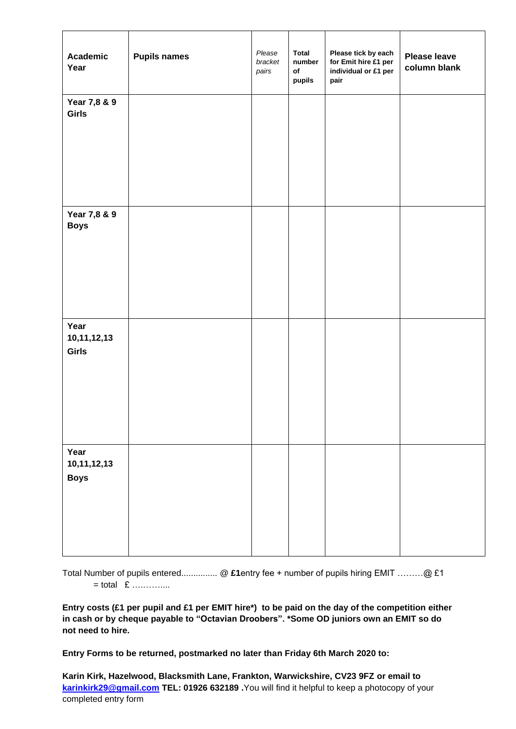| **Academic Year** | **Pupils names** | *Please bracket pairs* | **Total number of pupils** | **Please tick by each for Emit hire £1 per individual or £1 per pair** | **Please leave column blank** |
| --- | --- | --- | --- | --- | --- |
| **Year 7,8 & 9 Girls** | | | | | |
| **Year 7,8 & 9 Boys** | | | | | |
| **Year 10,11,12,13 Girls** | | | | | |
| **Year 10,11,12,13 Boys** | | | | | |

Total Number of pupils entered............... @ **£1**entry fee + number of pupils hiring EMIT ………@ £1 = total £ ….……....

**Entry costs (£1 per pupil and £1 per EMIT hire*) to be paid on the day of the competition either in cash or by cheque payable to "Octavian Droobers". *Some OD juniors own an EMIT so do not need to hire.**

**Entry Forms to be returned, postmarked no later than Friday 6th March 2020 to:**

**Karin Kirk, Hazelwood, Blacksmith Lane, Frankton, Warwickshire, CV23 9FZ or email to [karinkirk29@gmail.com](mailto:karinkirk29@gmail.com) TEL: 01926 632189 .**You will find it helpful to keep a photocopy of your completed entry form